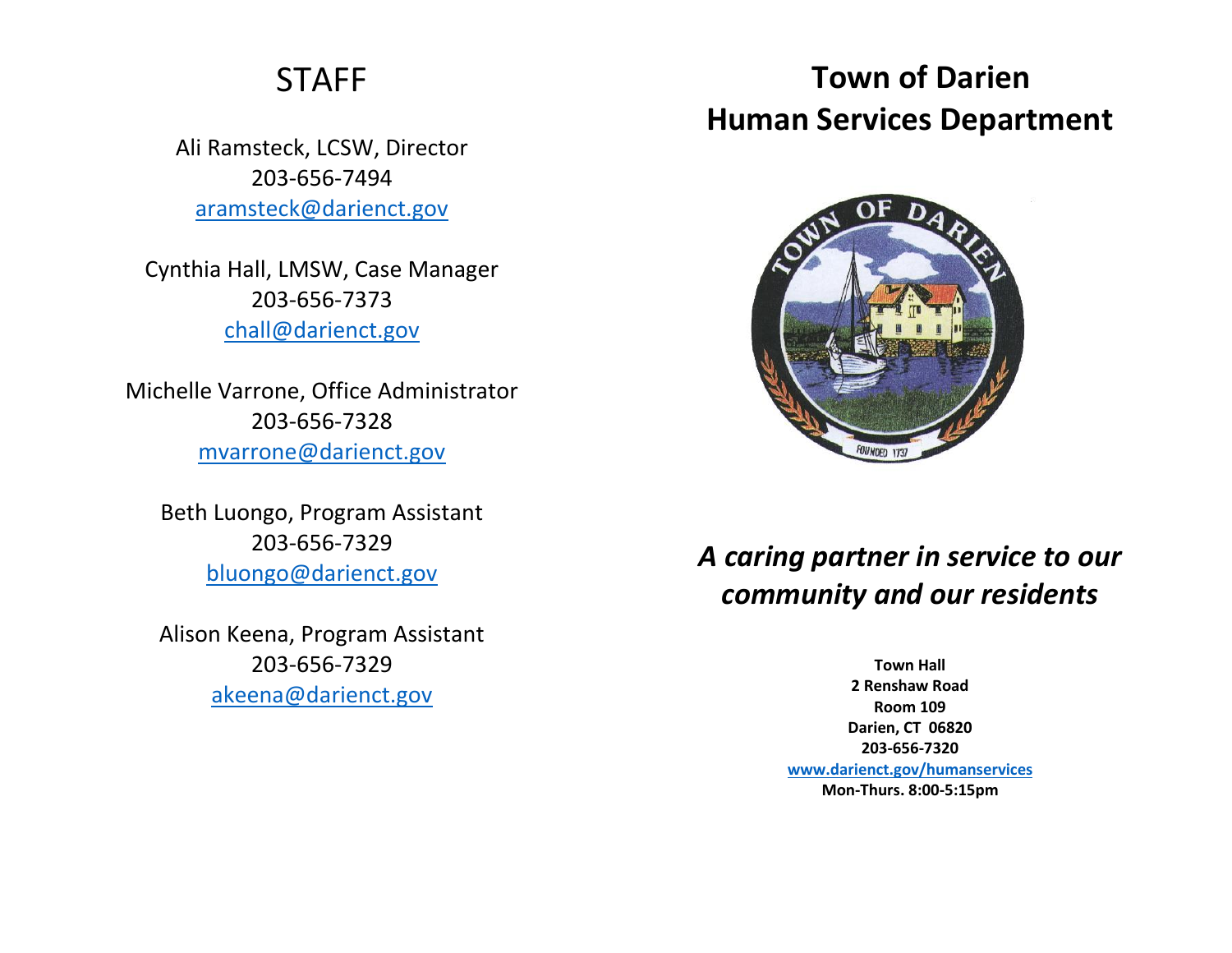## STAFF

Ali Ramsteck, LCSW, Director
203-656-7494
aramsteck@darienct.gov

Cynthia Hall, LMSW, Case Manager
203-656-7373
chall@darienct.gov

Michelle Varrone, Office Administrator
203-656-7328
mvarrone@darienct.gov

Beth Luongo, Program Assistant
203-656-7329
bluongo@darienct.gov

Alison Keena, Program Assistant
203-656-7329
akeena@darienct.gov

# Town of Darien
# Human Services Department

***A caring partner in service to our community and our residents***

**Town Hall**
**2 Renshaw Road**
**Room 109**
**Darien, CT 06820**
**203-656-7320**
**www.darienct.gov/humanservices**
**Mon-Thurs. 8:00-5:15pm**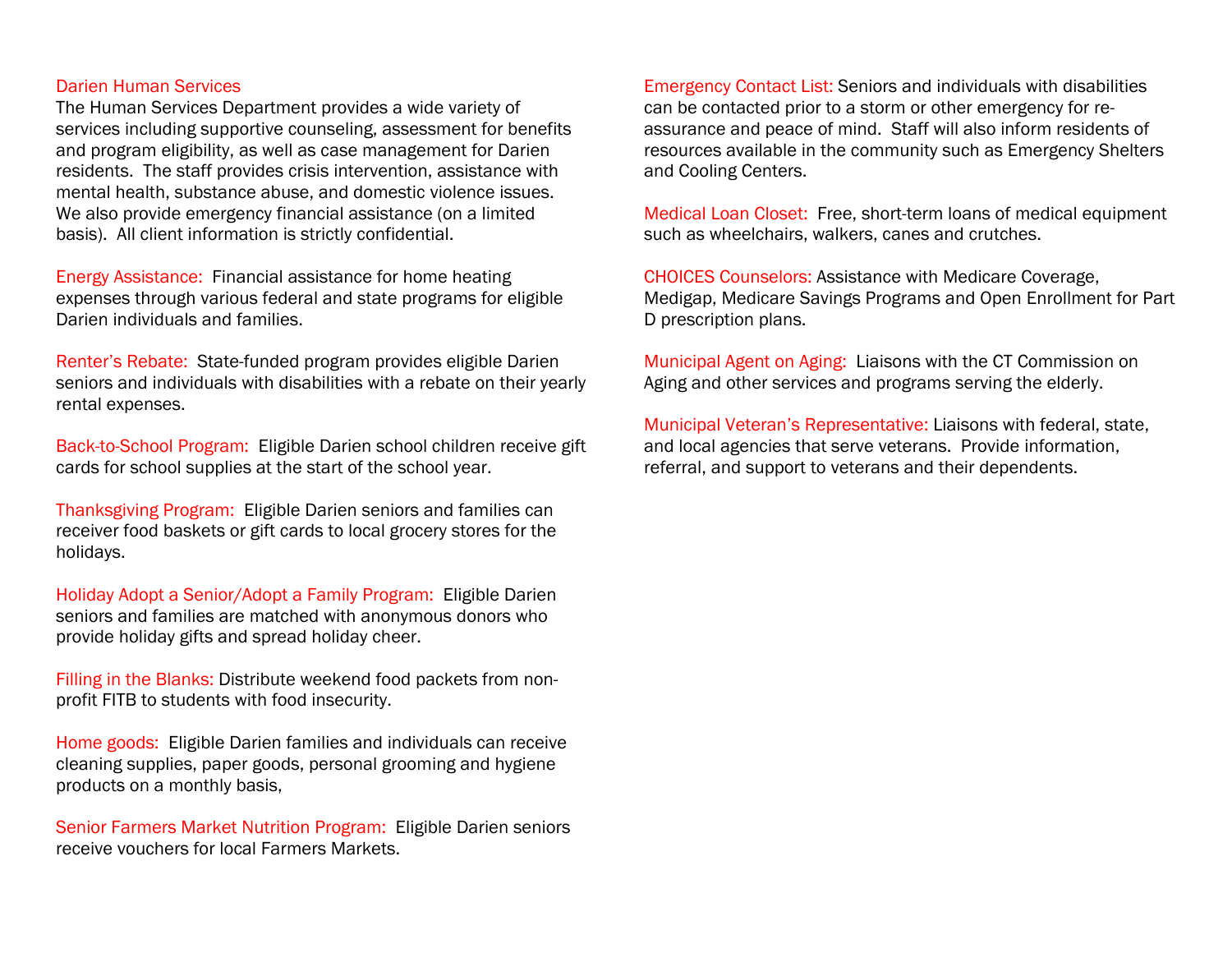## Darien Human Services

The Human Services Department provides a wide variety of services including supportive counseling, assessment for benefits and program eligibility, as well as case management for Darien residents. The staff provides crisis intervention, assistance with mental health, substance abuse, and domestic violence issues. We also provide emergency financial assistance (on a limited basis). All client information is strictly confidential.

**Energy Assistance:** Financial assistance for home heating expenses through various federal and state programs for eligible Darien individuals and families.

**Renter's Rebate:** State-funded program provides eligible Darien seniors and individuals with disabilities with a rebate on their yearly rental expenses.

**Back-to-School Program:** Eligible Darien school children receive gift cards for school supplies at the start of the school year.

**Thanksgiving Program:** Eligible Darien seniors and families can receiver food baskets or gift cards to local grocery stores for the holidays.

**Holiday Adopt a Senior/Adopt a Family Program:** Eligible Darien seniors and families are matched with anonymous donors who provide holiday gifts and spread holiday cheer.

**Filling in the Blanks:** Distribute weekend food packets from non-profit FITB to students with food insecurity.

**Home goods:** Eligible Darien families and individuals can receive cleaning supplies, paper goods, personal grooming and hygiene products on a monthly basis,

**Senior Farmers Market Nutrition Program:** Eligible Darien seniors receive vouchers for local Farmers Markets.

**Emergency Contact List:** Seniors and individuals with disabilities can be contacted prior to a storm or other emergency for re-assurance and peace of mind. Staff will also inform residents of resources available in the community such as Emergency Shelters and Cooling Centers.

**Medical Loan Closet:** Free, short-term loans of medical equipment such as wheelchairs, walkers, canes and crutches.

**CHOICES Counselors:** Assistance with Medicare Coverage, Medigap, Medicare Savings Programs and Open Enrollment for Part D prescription plans.

**Municipal Agent on Aging:** Liaisons with the CT Commission on Aging and other services and programs serving the elderly.

**Municipal Veteran's Representative:** Liaisons with federal, state, and local agencies that serve veterans. Provide information, referral, and support to veterans and their dependents.